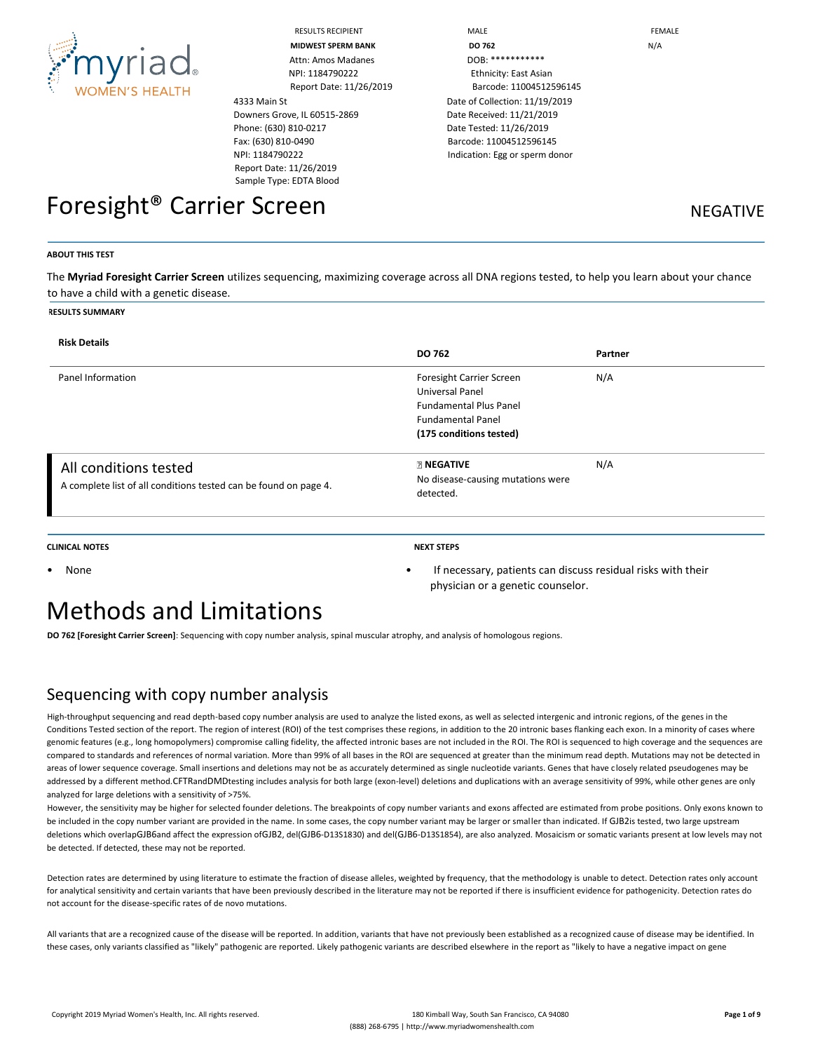| RESULTS RECIPIENT | MALE | FEMALE |
|---|---|---|
| **MIDWEST SPERM BANK** | **DO 762** | N/A |
| Attn: Amos Madanes | DOB: *********** | |
| NPI: 1184790222 | Ethnicity: East Asian | |
| Report Date: 11/26/2019 | Barcode: 11004512596145 | |

4333 Main St
Downers Grove, IL 60515-2869
Phone: (630) 810-0217
Fax: (630) 810-0490
NPI: 1184790222
Report Date: 11/26/2019
Sample Type: EDTA Blood

Date of Collection: 11/19/2019
Date Received: 11/21/2019
Date Tested: 11/26/2019
Barcode: 11004512596145
Indication: Egg or sperm donor

# Foresight® Carrier Screen

NEGATIVE

**ABOUT THIS TEST**

The **Myriad Foresight Carrier Screen** utilizes sequencing, maximizing coverage across all DNA regions tested, to help you learn about your chance to have a child with a genetic disease.

**RESULTS SUMMARY**

| **Risk Details** | **DO 762** | **Partner** |
|---|---|---|
| Panel Information | Foresight Carrier Screen<br>Universal Panel<br>Fundamental Plus Panel<br>Fundamental Panel<br>**(175 conditions tested)** | N/A |
| All conditions tested<br>A complete list of all conditions tested can be found on page 4. | **NEGATIVE**<br>No disease-causing mutations were detected. | N/A |

**CLINICAL NOTES**

- None

**NEXT STEPS**

- If necessary, patients can discuss residual risks with their physician or a genetic counselor.

# Methods and Limitations

**DO 762 [Foresight Carrier Screen]**: Sequencing with copy number analysis, spinal muscular atrophy, and analysis of homologous regions.

## Sequencing with copy number analysis

High-throughput sequencing and read depth-based copy number analysis are used to analyze the listed exons, as well as selected intergenic and intronic regions, of the genes in the Conditions Tested section of the report. The region of interest (ROI) of the test comprises these regions, in addition to the 20 intronic bases flanking each exon. In a minority of cases where genomic features (e.g., long homopolymers) compromise calling fidelity, the affected intronic bases are not included in the ROI. The ROI is sequenced to high coverage and the sequences are compared to standards and references of normal variation. More than 99% of all bases in the ROI are sequenced at greater than the minimum read depth. Mutations may not be detected in areas of lower sequence coverage. Small insertions and deletions may not be as accurately determined as single nucleotide variants. Genes that have closely related pseudogenes may be addressed by a different method.CFTRandDMDtesting includes analysis for both large (exon-level) deletions and duplications with an average sensitivity of 99%, while other genes are only analyzed for large deletions with a sensitivity of >75%.

However, the sensitivity may be higher for selected founder deletions. The breakpoints of copy number variants and exons affected are estimated from probe positions. Only exons known to be included in the copy number variant are provided in the name. In some cases, the copy number variant may be larger or smaller than indicated. If GJB2is tested, two large upstream deletions which overlapGJB6and affect the expression ofGJB2, del(GJB6-D13S1830) and del(GJB6-D13S1854), are also analyzed. Mosaicism or somatic variants present at low levels may not be detected. If detected, these may not be reported.

Detection rates are determined by using literature to estimate the fraction of disease alleles, weighted by frequency, that the methodology is unable to detect. Detection rates only account for analytical sensitivity and certain variants that have been previously described in the literature may not be reported if there is insufficient evidence for pathogenicity. Detection rates do not account for the disease-specific rates of de novo mutations.

All variants that are a recognized cause of the disease will be reported. In addition, variants that have not previously been established as a recognized cause of disease may be identified. In these cases, only variants classified as "likely" pathogenic are reported. Likely pathogenic variants are described elsewhere in the report as "likely to have a negative impact on gene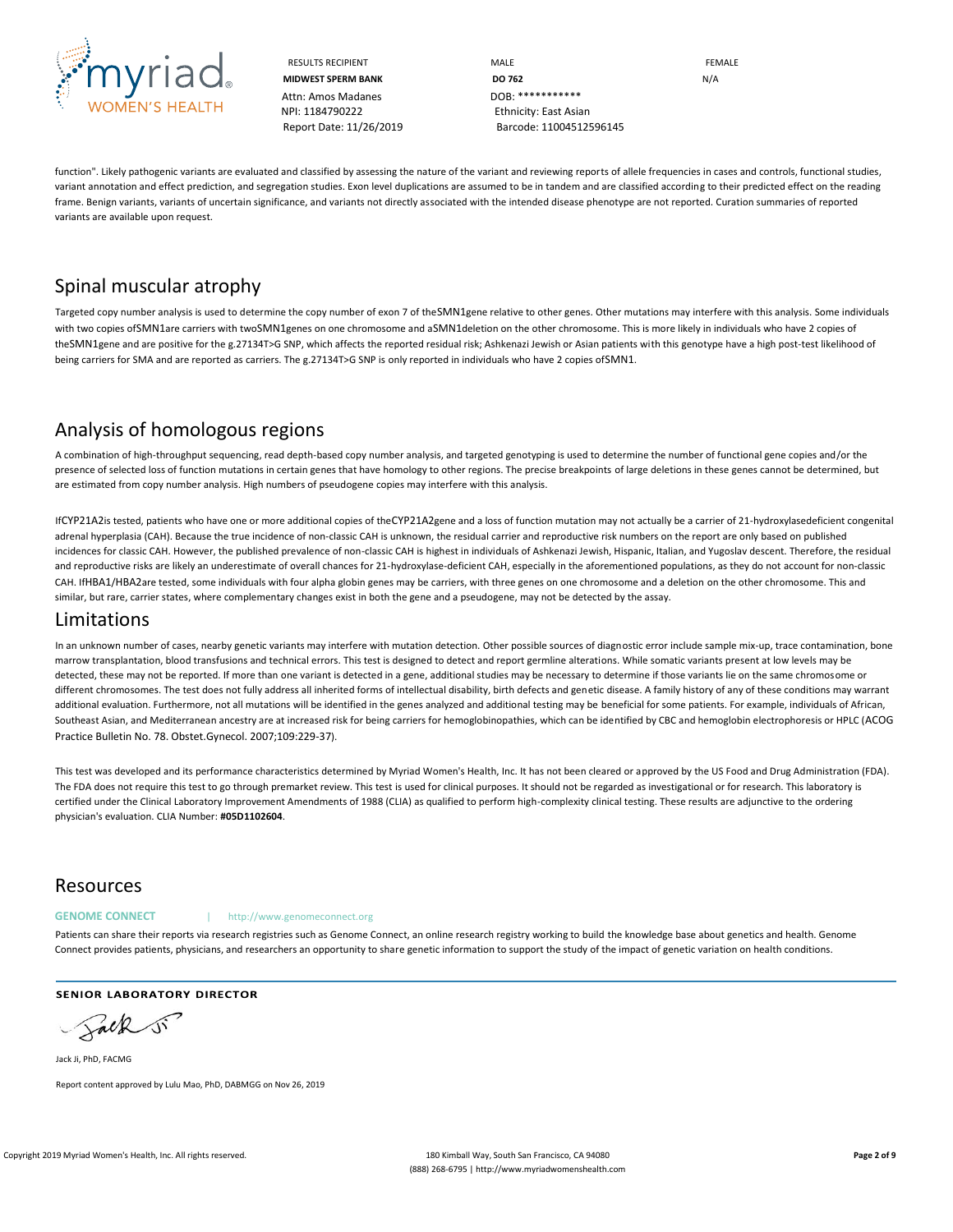function". Likely pathogenic variants are evaluated and classified by assessing the nature of the variant and reviewing reports of allele frequencies in cases and controls, functional studies, variant annotation and effect prediction, and segregation studies. Exon level duplications are assumed to be in tandem and are classified according to their predicted effect on the reading frame. Benign variants, variants of uncertain significance, and variants not directly associated with the intended disease phenotype are not reported. Curation summaries of reported variants are available upon request.

## Spinal muscular atrophy

Targeted copy number analysis is used to determine the copy number of exon 7 of the SMN1 gene relative to other genes. Other mutations may interfere with this analysis. Some individuals with two copies of SMN1 are carriers with two SMN1 genes on one chromosome and a SMN1 deletion on the other chromosome. This is more likely in individuals who have 2 copies of the SMN1 gene and are positive for the g.27134T>G SNP, which affects the reported residual risk; Ashkenazi Jewish or Asian patients with this genotype have a high post-test likelihood of being carriers for SMA and are reported as carriers. The g.27134T>G SNP is only reported in individuals who have 2 copies of SMN1.

## Analysis of homologous regions

A combination of high-throughput sequencing, read depth-based copy number analysis, and targeted genotyping is used to determine the number of functional gene copies and/or the presence of selected loss of function mutations in certain genes that have homology to other regions. The precise breakpoints of large deletions in these genes cannot be determined, but are estimated from copy number analysis. High numbers of pseudogene copies may interfere with this analysis.

If CYP21A2 is tested, patients who have one or more additional copies of the CYP21A2 gene and a loss of function mutation may not actually be a carrier of 21-hydroxylase deficient congenital adrenal hyperplasia (CAH). Because the true incidence of non-classic CAH is unknown, the residual carrier and reproductive risk numbers on the report are only based on published incidences for classic CAH. However, the published prevalence of non-classic CAH is highest in individuals of Ashkenazi Jewish, Hispanic, Italian, and Yugoslav descent. Therefore, the residual and reproductive risks are likely an underestimate of overall chances for 21-hydroxylase-deficient CAH, especially in the aforementioned populations, as they do not account for non-classic CAH. If HBA1/HBA2 are tested, some individuals with four alpha globin genes may be carriers, with three genes on one chromosome and a deletion on the other chromosome. This and similar, but rare, carrier states, where complementary changes exist in both the gene and a pseudogene, may not be detected by the assay.

## Limitations

In an unknown number of cases, nearby genetic variants may interfere with mutation detection. Other possible sources of diagnostic error include sample mix-up, trace contamination, bone marrow transplantation, blood transfusions and technical errors. This test is designed to detect and report germline alterations. While somatic variants present at low levels may be detected, these may not be reported. If more than one variant is detected in a gene, additional studies may be necessary to determine if those variants lie on the same chromosome or different chromosomes. The test does not fully address all inherited forms of intellectual disability, birth defects and genetic disease. A family history of any of these conditions may warrant additional evaluation. Furthermore, not all mutations will be identified in the genes analyzed and additional testing may be beneficial for some patients. For example, individuals of African, Southeast Asian, and Mediterranean ancestry are at increased risk for being carriers for hemoglobinopathies, which can be identified by CBC and hemoglobin electrophoresis or HPLC (ACOG Practice Bulletin No. 78. Obstet.Gynecol. 2007;109:229-37).

This test was developed and its performance characteristics determined by Myriad Women's Health, Inc. It has not been cleared or approved by the US Food and Drug Administration (FDA). The FDA does not require this test to go through premarket review. This test is used for clinical purposes. It should not be regarded as investigational or for research. This laboratory is certified under the Clinical Laboratory Improvement Amendments of 1988 (CLIA) as qualified to perform high-complexity clinical testing. These results are adjunctive to the ordering physician's evaluation. CLIA Number: **#05D1102604**.

## Resources

**GENOME CONNECT** | http://www.genomeconnect.org

Patients can share their reports via research registries such as Genome Connect, an online research registry working to build the knowledge base about genetics and health. Genome Connect provides patients, physicians, and researchers an opportunity to share genetic information to support the study of the impact of genetic variation on health conditions.

**SENIOR LABORATORY DIRECTOR**

Jack Ji, PhD, FACMG

Report content approved by Lulu Mao, PhD, DABMGG on Nov 26, 2019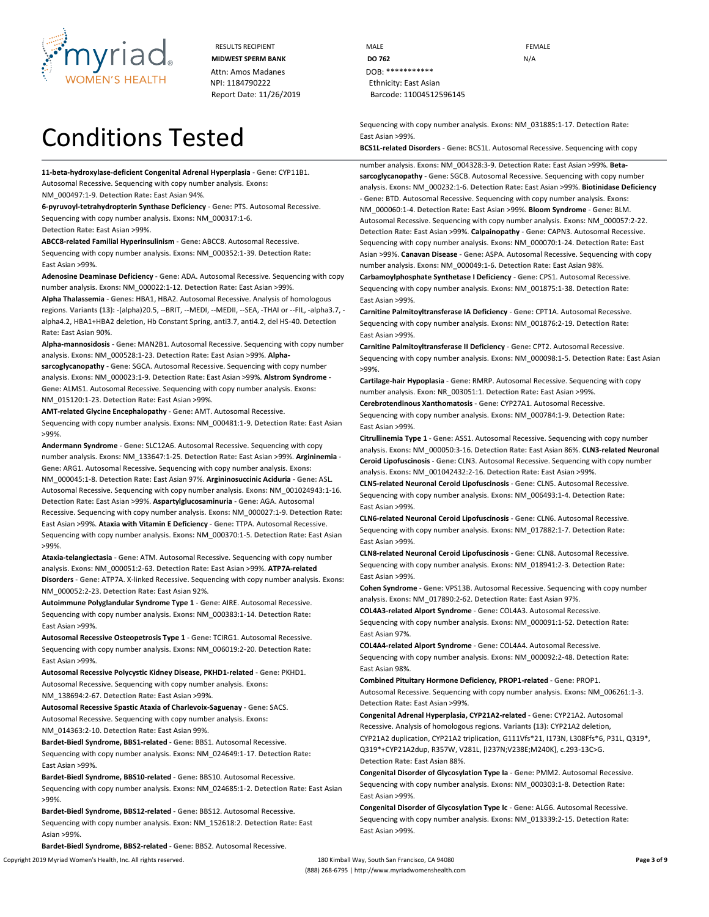RESULTS RECIPIENT
**MIDWEST SPERM BANK**
Attn: Amos Madanes
NPI: 1184790222
Report Date: 11/26/2019

MALE
**DO 762**
DOB: ***********
Ethnicity: East Asian
Barcode: 11004512596145

FEMALE
N/A

# Conditions Tested

**11-beta-hydroxylase-deficient Congenital Adrenal Hyperplasia** - **Gene:** CYP11B1. Autosomal Recessive. Sequencing with copy number analysis. **Exons:** NM_000497:1-9. **Detection Rate:** East Asian 94%.

**6-pyruvoyl-tetrahydropterin Synthase Deficiency** - **Gene:** PTS. Autosomal Recessive. Sequencing with copy number analysis. **Exons:** NM_000317:1-6. **Detection Rate:** East Asian >99%.

**ABCC8-related Familial Hyperinsulinism** - **Gene:** ABCC8. Autosomal Recessive. Sequencing with copy number analysis. **Exons:** NM_000352:1-39. **Detection Rate:** East Asian >99%.

**Adenosine Deaminase Deficiency** - **Gene:** ADA. Autosomal Recessive. Sequencing with copy number analysis. **Exons:** NM_000022:1-12. **Detection Rate:** East Asian >99%.

**Alpha Thalassemia** - **Genes:** HBA1, HBA2. Autosomal Recessive. Analysis of homologous regions. **Variants (13):** -(alpha)20.5, --BRIT, --MEDI, --MEDII, --SEA, -THAI or --FIL, -alpha3.7, -alpha4.2, HBA1+HBA2 deletion, Hb Constant Spring, anti3.7, anti4.2, del HS-40. **Detection Rate:** East Asian 90%.

**Alpha-mannosidosis** - **Gene:** MAN2B1. Autosomal Recessive. Sequencing with copy number analysis. **Exons:** NM_000528:1-23. **Detection Rate:** East Asian >99%. **Alpha-sarcoglycanopathy** - **Gene:** SGCA. Autosomal Recessive. Sequencing with copy number analysis. **Exons:** NM_000023:1-9. **Detection Rate:** East Asian >99%. **Alstrom Syndrome** - **Gene:** ALMS1. Autosomal Recessive. Sequencing with copy number analysis. **Exons:** NM_015120:1-23. **Detection Rate:** East Asian >99%.

**AMT-related Glycine Encephalopathy** - **Gene:** AMT. Autosomal Recessive. Sequencing with copy number analysis. **Exons:** NM_000481:1-9. **Detection Rate:** East Asian >99%.

**Andermann Syndrome** - **Gene:** SLC12A6. Autosomal Recessive. Sequencing with copy number analysis. **Exons:** NM_133647:1-25. **Detection Rate:** East Asian >99%. **Argininemia** - **Gene:** ARG1. Autosomal Recessive. Sequencing with copy number analysis. **Exons:** NM_000045:1-8. **Detection Rate:** East Asian 97%. **Argininosuccinic Aciduria** - **Gene:** ASL. Autosomal Recessive. Sequencing with copy number analysis. **Exons:** NM_001024943:1-16. **Detection Rate:** East Asian >99%. **Aspartylglucosaminuria** - **Gene:** AGA. Autosomal Recessive. Sequencing with copy number analysis. **Exons:** NM_000027:1-9. **Detection Rate:** East Asian >99%. **Ataxia with Vitamin E Deficiency** - **Gene:** TTPA. Autosomal Recessive. Sequencing with copy number analysis. **Exons:** NM_000370:1-5. **Detection Rate:** East Asian >99%.

**Ataxia-telangiectasia** - **Gene:** ATM. Autosomal Recessive. Sequencing with copy number analysis. **Exons:** NM_000051:2-63. **Detection Rate:** East Asian >99%. **ATP7A-related Disorders** - **Gene:** ATP7A. X-linked Recessive. Sequencing with copy number analysis. **Exons:** NM_000052:2-23. **Detection Rate:** East Asian 92%.

**Autoimmune Polyglandular Syndrome Type 1** - **Gene:** AIRE. Autosomal Recessive. Sequencing with copy number analysis. **Exons:** NM_000383:1-14. **Detection Rate:** East Asian >99%.

**Autosomal Recessive Osteopetrosis Type 1** - **Gene:** TCIRG1. Autosomal Recessive. Sequencing with copy number analysis. **Exons:** NM_006019:2-20. **Detection Rate:** East Asian >99%.

**Autosomal Recessive Polycystic Kidney Disease, PKHD1-related** - **Gene:** PKHD1. Autosomal Recessive. Sequencing with copy number analysis. **Exons:** NM_138694:2-67. **Detection Rate:** East Asian >99%.

**Autosomal Recessive Spastic Ataxia of Charlevoix-Saguenay** - **Gene:** SACS. Autosomal Recessive. Sequencing with copy number analysis. **Exons:** NM_014363:2-10. **Detection Rate:** East Asian 99%.

**Bardet-Biedl Syndrome, BBS1-related** - **Gene:** BBS1. Autosomal Recessive. Sequencing with copy number analysis. **Exons:** NM_024649:1-17. **Detection Rate:** East Asian >99%.

**Bardet-Biedl Syndrome, BBS10-related** - **Gene:** BBS10. Autosomal Recessive. Sequencing with copy number analysis. **Exons:** NM_024685:1-2. **Detection Rate:** East Asian >99%.

**Bardet-Biedl Syndrome, BBS12-related** - **Gene:** BBS12. Autosomal Recessive. Sequencing with copy number analysis. **Exon:** NM_152618:2. **Detection Rate:** East Asian >99%.

**Bardet-Biedl Syndrome, BBS2-related** - **Gene:** BBS2. Autosomal Recessive. Sequencing with copy number analysis. **Exons:** NM_031885:1-17. **Detection Rate:** East Asian >99%.

**BCS1L-related Disorders** - **Gene:** BCS1L. Autosomal Recessive. Sequencing with copy number analysis. **Exons:** NM_004328:3-9. **Detection Rate:** East Asian >99%. **Beta-sarcoglycanopathy** - **Gene:** SGCB. Autosomal Recessive. Sequencing with copy number analysis. **Exons:** NM_000232:1-6. **Detection Rate:** East Asian >99%. **Biotinidase Deficiency** - **Gene:** BTD. Autosomal Recessive. Sequencing with copy number analysis. **Exons:** NM_000060:1-4. **Detection Rate:** East Asian >99%. **Bloom Syndrome** - **Gene:** BLM. Autosomal Recessive. Sequencing with copy number analysis. **Exons:** NM_000057:2-22. **Detection Rate:** East Asian >99%. **Calpainopathy** - **Gene:** CAPN3. Autosomal Recessive. Sequencing with copy number analysis. **Exons:** NM_000070:1-24. **Detection Rate:** East Asian >99%. **Canavan Disease** - **Gene:** ASPA. Autosomal Recessive. Sequencing with copy number analysis. **Exons:** NM_000049:1-6. **Detection Rate:** East Asian 98%.

**Carbamoylphosphate Synthetase I Deficiency** - **Gene:** CPS1. Autosomal Recessive. Sequencing with copy number analysis. **Exons:** NM_001875:1-38. **Detection Rate:** East Asian >99%.

**Carnitine Palmitoyltransferase IA Deficiency** - **Gene:** CPT1A. Autosomal Recessive. Sequencing with copy number analysis. **Exons:** NM_001876:2-19. **Detection Rate:** East Asian >99%.

**Carnitine Palmitoyltransferase II Deficiency** - **Gene:** CPT2. Autosomal Recessive. Sequencing with copy number analysis. **Exons:** NM_000098:1-5. **Detection Rate:** East Asian >99%.

**Cartilage-hair Hypoplasia** - **Gene:** RMRP. Autosomal Recessive. Sequencing with copy number analysis. **Exon:** NR_003051:1. **Detection Rate:** East Asian >99%.

**Cerebrotendinous Xanthomatosis** - **Gene:** CYP27A1. Autosomal Recessive. Sequencing with copy number analysis. **Exons:** NM_000784:1-9. **Detection Rate:** East Asian >99%.

**Citrullinemia Type 1** - **Gene:** ASS1. Autosomal Recessive. Sequencing with copy number analysis. **Exons:** NM_000050:3-16. **Detection Rate:** East Asian 86%. **CLN3-related Neuronal Ceroid Lipofuscinosis** - **Gene:** CLN3. Autosomal Recessive. Sequencing with copy number analysis. **Exons:** NM_001042432:2-16. **Detection Rate:** East Asian >99%.

**CLN5-related Neuronal Ceroid Lipofuscinosis** - **Gene:** CLN5. Autosomal Recessive. Sequencing with copy number analysis. **Exons:** NM_006493:1-4. **Detection Rate:** East Asian >99%.

**CLN6-related Neuronal Ceroid Lipofuscinosis** - **Gene:** CLN6. Autosomal Recessive. Sequencing with copy number analysis. **Exons:** NM_017882:1-7. **Detection Rate:** East Asian >99%.

**CLN8-related Neuronal Ceroid Lipofuscinosis** - **Gene:** CLN8. Autosomal Recessive. Sequencing with copy number analysis. **Exons:** NM_018941:2-3. **Detection Rate:** East Asian >99%.

**Cohen Syndrome** - **Gene:** VPS13B. Autosomal Recessive. Sequencing with copy number analysis. **Exons:** NM_017890:2-62. **Detection Rate:** East Asian 97%.

**COL4A3-related Alport Syndrome** - **Gene:** COL4A3. Autosomal Recessive. Sequencing with copy number analysis. **Exons:** NM_000091:1-52. **Detection Rate:** East Asian 97%.

**COL4A4-related Alport Syndrome** - **Gene:** COL4A4. Autosomal Recessive. Sequencing with copy number analysis. **Exons:** NM_000092:2-48. **Detection Rate:** East Asian 98%.

**Combined Pituitary Hormone Deficiency, PROP1-related** - **Gene:** PROP1. Autosomal Recessive. Sequencing with copy number analysis. **Exons:** NM_006261:1-3. **Detection Rate:** East Asian >99%.

**Congenital Adrenal Hyperplasia, CYP21A2-related** - **Gene:** CYP21A2. Autosomal Recessive. Analysis of homologous regions. **Variants (13):** CYP21A2 deletion, CYP21A2 duplication, CYP21A2 triplication, G111Vfs*21, I173N, L308Ffs*6, P31L, Q319*, Q319*+CYP21A2dup, R357W, V281L, [I237N;V238E;M240K], c.293-13C>G. **Detection Rate:** East Asian 88%.

**Congenital Disorder of Glycosylation Type Ia** - **Gene:** PMM2. Autosomal Recessive. Sequencing with copy number analysis. **Exons:** NM_000303:1-8. **Detection Rate:** East Asian >99%.

**Congenital Disorder of Glycosylation Type Ic** - **Gene:** ALG6. Autosomal Recessive. Sequencing with copy number analysis. **Exons:** NM_013339:2-15. **Detection Rate:** East Asian >99%.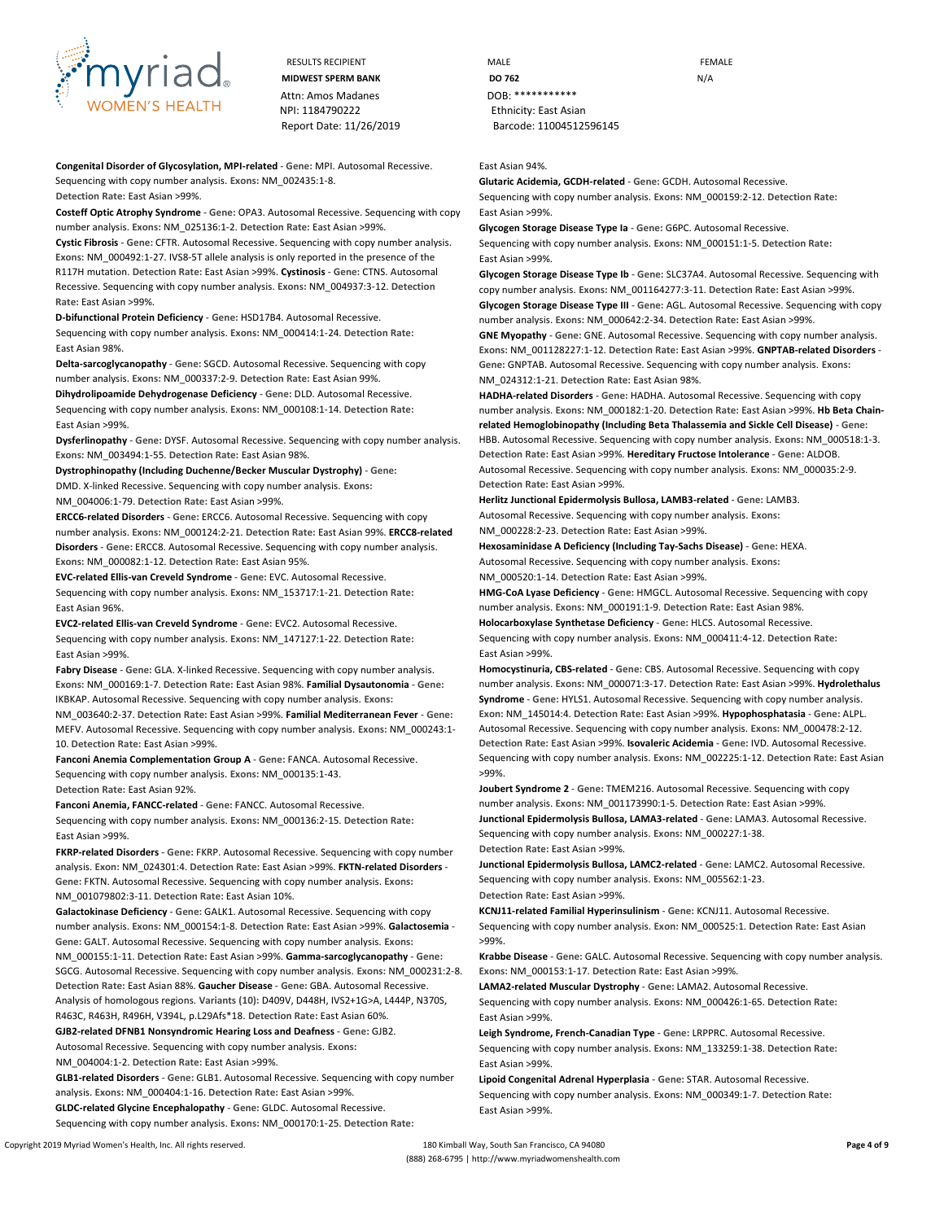RESULTS RECIPIENT
**MIDWEST SPERM BANK**
Attn: Amos Madanes
NPI: 1184790222
Report Date: 11/26/2019

MALE
**DO 762**
DOB: ***********
Ethnicity: East Asian
Barcode: 11004512596145

FEMALE
N/A

**Congenital Disorder of Glycosylation, MPI-related** - **Gene:** MPI. Autosomal Recessive. Sequencing with copy number analysis. **Exons:** NM_002435:1-8. **Detection Rate:** East Asian >99%.

**Costeff Optic Atrophy Syndrome** - **Gene:** OPA3. Autosomal Recessive. Sequencing with copy number analysis. **Exons:** NM_025136:1-2. **Detection Rate:** East Asian >99%.

**Cystic Fibrosis** - **Gene:** CFTR. Autosomal Recessive. Sequencing with copy number analysis. **Exons:** NM_000492:1-27. IVS8-5T allele analysis is only reported in the presence of the R117H mutation. **Detection Rate:** East Asian >99%. **Cystinosis** - **Gene:** CTNS. Autosomal Recessive. Sequencing with copy number analysis. **Exons:** NM_004937:3-12. **Detection Rate:** East Asian >99%.

**D-bifunctional Protein Deficiency** - **Gene:** HSD17B4. Autosomal Recessive. Sequencing with copy number analysis. **Exons:** NM_000414:1-24. **Detection Rate:** East Asian 98%.

**Delta-sarcoglycanopathy** - **Gene:** SGCD. Autosomal Recessive. Sequencing with copy number analysis. **Exons:** NM_000337:2-9. **Detection Rate:** East Asian 99%.

**Dihydrolipoamide Dehydrogenase Deficiency** - **Gene:** DLD. Autosomal Recessive. Sequencing with copy number analysis. **Exons:** NM_000108:1-14. **Detection Rate:** East Asian >99%.

**Dysferlinopathy** - **Gene:** DYSF. Autosomal Recessive. Sequencing with copy number analysis. **Exons:** NM_003494:1-55. **Detection Rate:** East Asian 98%.

**Dystrophinopathy (Including Duchenne/Becker Muscular Dystrophy)** - **Gene:** DMD. X-linked Recessive. Sequencing with copy number analysis. **Exons:** NM_004006:1-79. **Detection Rate:** East Asian >99%.

**ERCC6-related Disorders** - **Gene:** ERCC6. Autosomal Recessive. Sequencing with copy number analysis. **Exons:** NM_000124:2-21. **Detection Rate:** East Asian 99%. **ERCC8-related Disorders** - **Gene:** ERCC8. Autosomal Recessive. Sequencing with copy number analysis. **Exons:** NM_000082:1-12. **Detection Rate:** East Asian 95%.

**EVC-related Ellis-van Creveld Syndrome** - **Gene:** EVC. Autosomal Recessive. Sequencing with copy number analysis. **Exons:** NM_153717:1-21. **Detection Rate:** East Asian 96%.

**EVC2-related Ellis-van Creveld Syndrome** - **Gene:** EVC2. Autosomal Recessive. Sequencing with copy number analysis. **Exons:** NM_147127:1-22. **Detection Rate:** East Asian >99%.

**Fabry Disease** - **Gene:** GLA. X-linked Recessive. Sequencing with copy number analysis. **Exons:** NM_000169:1-7. **Detection Rate:** East Asian 98%. **Familial Dysautonomia** - **Gene:** IKBKAP. Autosomal Recessive. Sequencing with copy number analysis. **Exons:** NM_003640:2-37. **Detection Rate:** East Asian >99%. **Familial Mediterranean Fever** - **Gene:** MEFV. Autosomal Recessive. Sequencing with copy number analysis. **Exons:** NM_000243:1-10. **Detection Rate:** East Asian >99%.

**Fanconi Anemia Complementation Group A** - **Gene:** FANCA. Autosomal Recessive. Sequencing with copy number analysis. **Exons:** NM_000135:1-43. **Detection Rate:** East Asian 92%.

**Fanconi Anemia, FANCC-related** - **Gene:** FANCC. Autosomal Recessive. Sequencing with copy number analysis. **Exons:** NM_000136:2-15. **Detection Rate:** East Asian >99%.

**FKRP-related Disorders** - **Gene:** FKRP. Autosomal Recessive. Sequencing with copy number analysis. **Exon:** NM_024301:4. **Detection Rate:** East Asian >99%. **FKTN-related Disorders** - **Gene:** FKTN. Autosomal Recessive. Sequencing with copy number analysis. **Exons:** NM_001079802:3-11. **Detection Rate:** East Asian 10%.

**Galactokinase Deficiency** - **Gene:** GALK1. Autosomal Recessive. Sequencing with copy number analysis. **Exons:** NM_000154:1-8. **Detection Rate:** East Asian >99%. **Galactosemia** - **Gene:** GALT. Autosomal Recessive. Sequencing with copy number analysis. **Exons:** NM_000155:1-11. **Detection Rate:** East Asian >99%. **Gamma-sarcoglycanopathy** - **Gene:** SGCG. Autosomal Recessive. Sequencing with copy number analysis. **Exons:** NM_000231:2-8. **Detection Rate:** East Asian 88%. **Gaucher Disease** - **Gene:** GBA. Autosomal Recessive. Analysis of homologous regions. **Variants (10):** D409V, D448H, IVS2+1G>A, L444P, N370S, R463C, R463H, R496H, V394L, p.L29Afs*18. **Detection Rate:** East Asian 60%.

**GJB2-related DFNB1 Nonsyndromic Hearing Loss and Deafness** - **Gene:** GJB2. Autosomal Recessive. Sequencing with copy number analysis. **Exons:** NM_004004:1-2. **Detection Rate:** East Asian >99%.

**GLB1-related Disorders** - **Gene:** GLB1. Autosomal Recessive. Sequencing with copy number analysis. **Exons:** NM_000404:1-16. **Detection Rate:** East Asian >99%.

**GLDC-related Glycine Encephalopathy** - **Gene:** GLDC. Autosomal Recessive. Sequencing with copy number analysis. **Exons:** NM_000170:1-25. **Detection Rate:** East Asian 94%.

**Glutaric Acidemia, GCDH-related** - **Gene:** GCDH. Autosomal Recessive. Sequencing with copy number analysis. **Exons:** NM_000159:2-12. **Detection Rate:** East Asian >99%.

**Glycogen Storage Disease Type Ia** - **Gene:** G6PC. Autosomal Recessive. Sequencing with copy number analysis. **Exons:** NM_000151:1-5. **Detection Rate:** East Asian >99%.

**Glycogen Storage Disease Type Ib** - **Gene:** SLC37A4. Autosomal Recessive. Sequencing with copy number analysis. **Exons:** NM_001164277:3-11. **Detection Rate:** East Asian >99%. **Glycogen Storage Disease Type III** - **Gene:** AGL. Autosomal Recessive. Sequencing with copy number analysis. **Exons:** NM_000642:2-34. **Detection Rate:** East Asian >99%.

**GNE Myopathy** - **Gene:** GNE. Autosomal Recessive. Sequencing with copy number analysis. **Exons:** NM_001128227:1-12. **Detection Rate:** East Asian >99%. **GNPTAB-related Disorders** - **Gene:** GNPTAB. Autosomal Recessive. Sequencing with copy number analysis. **Exons:** NM_024312:1-21. **Detection Rate:** East Asian 98%.

**HADHA-related Disorders** - **Gene:** HADHA. Autosomal Recessive. Sequencing with copy number analysis. **Exons:** NM_000182:1-20. **Detection Rate:** East Asian >99%. **Hb Beta Chain-related Hemoglobinopathy (Including Beta Thalassemia and Sickle Cell Disease)** - **Gene:** HBB. Autosomal Recessive. Sequencing with copy number analysis. **Exons:** NM_000518:1-3. **Detection Rate:** East Asian >99%. **Hereditary Fructose Intolerance** - **Gene:** ALDOB. Autosomal Recessive. Sequencing with copy number analysis. **Exons:** NM_000035:2-9. **Detection Rate:** East Asian >99%.

**Herlitz Junctional Epidermolysis Bullosa, LAMB3-related** - **Gene:** LAMB3. Autosomal Recessive. Sequencing with copy number analysis. **Exons:** NM_000228:2-23. **Detection Rate:** East Asian >99%.

**Hexosaminidase A Deficiency (Including Tay-Sachs Disease)** - **Gene:** HEXA. Autosomal Recessive. Sequencing with copy number analysis. **Exons:** NM_000520:1-14. **Detection Rate:** East Asian >99%.

**HMG-CoA Lyase Deficiency** - **Gene:** HMGCL. Autosomal Recessive. Sequencing with copy number analysis. **Exons:** NM_000191:1-9. **Detection Rate:** East Asian 98%.

**Holocarboxylase Synthetase Deficiency** - **Gene:** HLCS. Autosomal Recessive. Sequencing with copy number analysis. **Exons:** NM_000411:4-12. **Detection Rate:** East Asian >99%.

**Homocystinuria, CBS-related** - **Gene:** CBS. Autosomal Recessive. Sequencing with copy number analysis. **Exons:** NM_000071:3-17. **Detection Rate:** East Asian >99%. **Hydrolethalus Syndrome** - **Gene:** HYLS1. Autosomal Recessive. Sequencing with copy number analysis. **Exon:** NM_145014:4. **Detection Rate:** East Asian >99%. **Hypophosphatasia** - **Gene:** ALPL. Autosomal Recessive. Sequencing with copy number analysis. **Exons:** NM_000478:2-12. **Detection Rate:** East Asian >99%. **Isovaleric Acidemia** - **Gene:** IVD. Autosomal Recessive. Sequencing with copy number analysis. **Exons:** NM_002225:1-12. **Detection Rate:** East Asian >99%.

**Joubert Syndrome 2** - **Gene:** TMEM216. Autosomal Recessive. Sequencing with copy number analysis. **Exons:** NM_001173990:1-5. **Detection Rate:** East Asian >99%.

**Junctional Epidermolysis Bullosa, LAMA3-related** - **Gene:** LAMA3. Autosomal Recessive. Sequencing with copy number analysis. **Exons:** NM_000227:1-38. **Detection Rate:** East Asian >99%.

**Junctional Epidermolysis Bullosa, LAMC2-related** - **Gene:** LAMC2. Autosomal Recessive. Sequencing with copy number analysis. **Exons:** NM_005562:1-23. **Detection Rate:** East Asian >99%.

**KCNJ11-related Familial Hyperinsulinism** - **Gene:** KCNJ11. Autosomal Recessive. Sequencing with copy number analysis. **Exon:** NM_000525:1. **Detection Rate:** East Asian >99%.

**Krabbe Disease** - **Gene:** GALC. Autosomal Recessive. Sequencing with copy number analysis. **Exons:** NM_000153:1-17. **Detection Rate:** East Asian >99%.

**LAMA2-related Muscular Dystrophy** - **Gene:** LAMA2. Autosomal Recessive. Sequencing with copy number analysis. **Exons:** NM_000426:1-65. **Detection Rate:** East Asian >99%.

**Leigh Syndrome, French-Canadian Type** - **Gene:** LRPPRC. Autosomal Recessive. Sequencing with copy number analysis. **Exons:** NM_133259:1-38. **Detection Rate:** East Asian >99%.

**Lipoid Congenital Adrenal Hyperplasia** - **Gene:** STAR. Autosomal Recessive. Sequencing with copy number analysis. **Exons:** NM_000349:1-7. **Detection Rate:** East Asian >99%.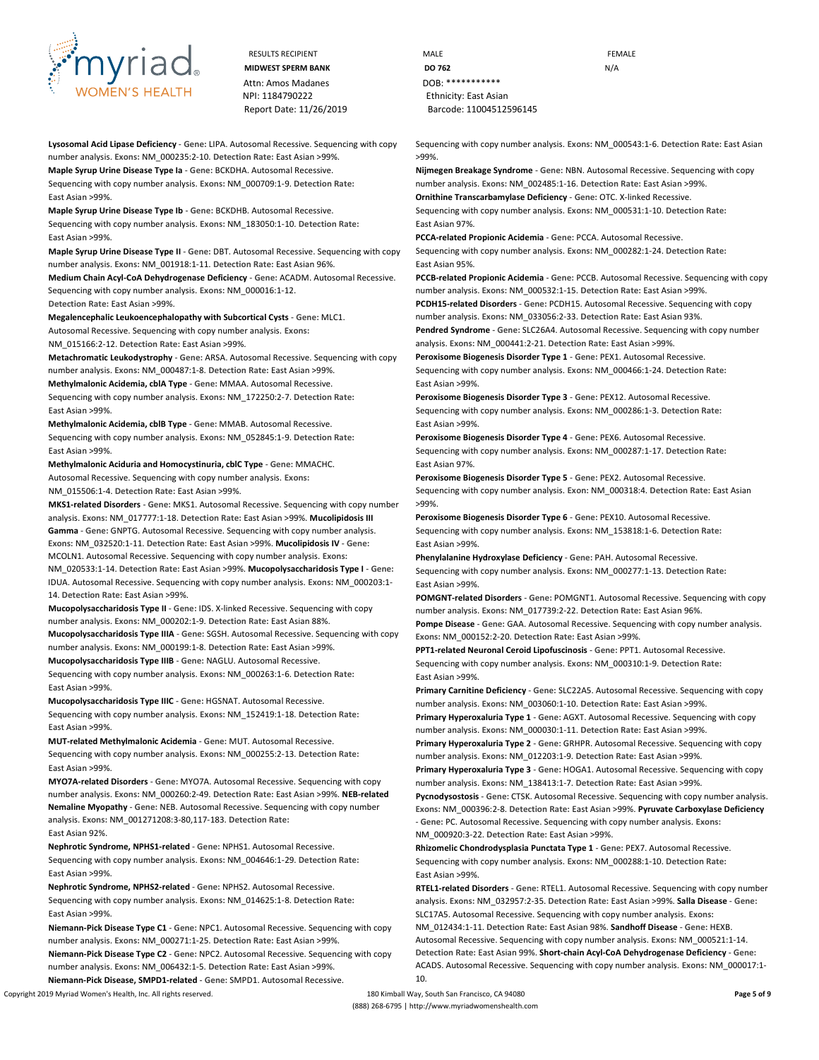**Lysosomal Acid Lipase Deficiency** - **Gene:** LIPA. Autosomal Recessive. Sequencing with copy number analysis. **Exons:** NM_000235:2-10. **Detection Rate:** East Asian >99%.

**Maple Syrup Urine Disease Type Ia** - **Gene:** BCKDHA. Autosomal Recessive. Sequencing with copy number analysis. **Exons:** NM_000709:1-9. **Detection Rate:** East Asian >99%.

**Maple Syrup Urine Disease Type Ib** - **Gene:** BCKDHB. Autosomal Recessive. Sequencing with copy number analysis. **Exons:** NM_183050:1-10. **Detection Rate:** East Asian >99%.

**Maple Syrup Urine Disease Type II** - **Gene:** DBT. Autosomal Recessive. Sequencing with copy number analysis. **Exons:** NM_001918:1-11. **Detection Rate:** East Asian 96%.

**Medium Chain Acyl-CoA Dehydrogenase Deficiency** - **Gene:** ACADM. Autosomal Recessive. Sequencing with copy number analysis. **Exons:** NM_000016:1-12. **Detection Rate:** East Asian >99%.

**Megalencephalic Leukoencephalopathy with Subcortical Cysts** - **Gene:** MLC1. Autosomal Recessive. Sequencing with copy number analysis. **Exons:** NM_015166:2-12. **Detection Rate:** East Asian >99%.

**Metachromatic Leukodystrophy** - **Gene:** ARSA. Autosomal Recessive. Sequencing with copy number analysis. **Exons:** NM_000487:1-8. **Detection Rate:** East Asian >99%.

**Methylmalonic Acidemia, cblA Type** - **Gene:** MMAA. Autosomal Recessive. Sequencing with copy number analysis. **Exons:** NM_172250:2-7. **Detection Rate:** East Asian >99%.

**Methylmalonic Acidemia, cblB Type** - **Gene:** MMAB. Autosomal Recessive. Sequencing with copy number analysis. **Exons:** NM_052845:1-9. **Detection Rate:** East Asian >99%.

**Methylmalonic Aciduria and Homocystinuria, cblC Type** - **Gene:** MMACHC. Autosomal Recessive. Sequencing with copy number analysis. **Exons:** NM_015506:1-4. **Detection Rate:** East Asian >99%.

**MKS1-related Disorders** - **Gene:** MKS1. Autosomal Recessive. Sequencing with copy number analysis. **Exons:** NM_017777:1-18. **Detection Rate:** East Asian >99%. **Mucolipidosis III Gamma** - **Gene:** GNPTG. Autosomal Recessive. Sequencing with copy number analysis. **Exons:** NM_032520:1-11. **Detection Rate:** East Asian >99%. **Mucolipidosis IV** - **Gene:** MCOLN1. Autosomal Recessive. Sequencing with copy number analysis. **Exons:** NM_020533:1-14. **Detection Rate:** East Asian >99%. **Mucopolysaccharidosis Type I** - **Gene:** IDUA. Autosomal Recessive. Sequencing with copy number analysis. **Exons:** NM_000203:1-14. **Detection Rate:** East Asian >99%.

**Mucopolysaccharidosis Type II** - **Gene:** IDS. X-linked Recessive. Sequencing with copy number analysis. **Exons:** NM_000202:1-9. **Detection Rate:** East Asian 88%.

**Mucopolysaccharidosis Type IIIA** - **Gene:** SGSH. Autosomal Recessive. Sequencing with copy number analysis. **Exons:** NM_000199:1-8. **Detection Rate:** East Asian >99%.

**Mucopolysaccharidosis Type IIIB** - **Gene:** NAGLU. Autosomal Recessive. Sequencing with copy number analysis. **Exons:** NM_000263:1-6. **Detection Rate:** East Asian >99%.

**Mucopolysaccharidosis Type IIIC** - **Gene:** HGSNAT. Autosomal Recessive. Sequencing with copy number analysis. **Exons:** NM_152419:1-18. **Detection Rate:** East Asian >99%.

**MUT-related Methylmalonic Acidemia** - **Gene:** MUT. Autosomal Recessive. Sequencing with copy number analysis. **Exons:** NM_000255:2-13. **Detection Rate:** East Asian >99%.

**MYO7A-related Disorders** - **Gene:** MYO7A. Autosomal Recessive. Sequencing with copy number analysis. **Exons:** NM_000260:2-49. **Detection Rate:** East Asian >99%. **NEB-related Nemaline Myopathy** - **Gene:** NEB. Autosomal Recessive. Sequencing with copy number analysis. **Exons:** NM_001271208:3-80,117-183. **Detection Rate:** East Asian 92%.

**Nephrotic Syndrome, NPHS1-related** - **Gene:** NPHS1. Autosomal Recessive. Sequencing with copy number analysis. **Exons:** NM_004646:1-29. **Detection Rate:** East Asian >99%.

**Nephrotic Syndrome, NPHS2-related** - **Gene:** NPHS2. Autosomal Recessive. Sequencing with copy number analysis. **Exons:** NM_014625:1-8. **Detection Rate:** East Asian >99%.

**Niemann-Pick Disease Type C1** - **Gene:** NPC1. Autosomal Recessive. Sequencing with copy number analysis. **Exons:** NM_000271:1-25. **Detection Rate:** East Asian >99%.

**Niemann-Pick Disease Type C2** - **Gene:** NPC2. Autosomal Recessive. Sequencing with copy number analysis. **Exons:** NM_006432:1-5. **Detection Rate:** East Asian >99%.

**Niemann-Pick Disease, SMPD1-related** - **Gene:** SMPD1. Autosomal Recessive. Sequencing with copy number analysis. **Exons:** NM_000543:1-6. **Detection Rate:** East Asian >99%.

**Nijmegen Breakage Syndrome** - **Gene:** NBN. Autosomal Recessive. Sequencing with copy number analysis. **Exons:** NM_002485:1-16. **Detection Rate:** East Asian >99%.

**Ornithine Transcarbamylase Deficiency** - **Gene:** OTC. X-linked Recessive. Sequencing with copy number analysis. **Exons:** NM_000531:1-10. **Detection Rate:** East Asian 97%.

**PCCA-related Propionic Acidemia** - **Gene:** PCCA. Autosomal Recessive. Sequencing with copy number analysis. **Exons:** NM_000282:1-24. **Detection Rate:** East Asian 95%.

**PCCB-related Propionic Acidemia** - **Gene:** PCCB. Autosomal Recessive. Sequencing with copy number analysis. **Exons:** NM_000532:1-15. **Detection Rate:** East Asian >99%.

**PCDH15-related Disorders** - **Gene:** PCDH15. Autosomal Recessive. Sequencing with copy number analysis. **Exons:** NM_033056:2-33. **Detection Rate:** East Asian 93%.

**Pendred Syndrome** - **Gene:** SLC26A4. Autosomal Recessive. Sequencing with copy number analysis. **Exons:** NM_000441:2-21. **Detection Rate:** East Asian >99%.

**Peroxisome Biogenesis Disorder Type 1** - **Gene:** PEX1. Autosomal Recessive. Sequencing with copy number analysis. **Exons:** NM_000466:1-24. **Detection Rate:** East Asian >99%.

**Peroxisome Biogenesis Disorder Type 3** - **Gene:** PEX12. Autosomal Recessive. Sequencing with copy number analysis. **Exons:** NM_000286:1-3. **Detection Rate:** East Asian >99%.

**Peroxisome Biogenesis Disorder Type 4** - **Gene:** PEX6. Autosomal Recessive. Sequencing with copy number analysis. **Exons:** NM_000287:1-17. **Detection Rate:** East Asian 97%.

**Peroxisome Biogenesis Disorder Type 5** - **Gene:** PEX2. Autosomal Recessive. Sequencing with copy number analysis. **Exon:** NM_000318:4. **Detection Rate:** East Asian >99%.

**Peroxisome Biogenesis Disorder Type 6** - **Gene:** PEX10. Autosomal Recessive. Sequencing with copy number analysis. **Exons:** NM_153818:1-6. **Detection Rate:** East Asian >99%.

**Phenylalanine Hydroxylase Deficiency** - **Gene:** PAH. Autosomal Recessive. Sequencing with copy number analysis. **Exons:** NM_000277:1-13. **Detection Rate:** East Asian >99%.

**POMGNT-related Disorders** - **Gene:** POMGNT1. Autosomal Recessive. Sequencing with copy number analysis. **Exons:** NM_017739:2-22. **Detection Rate:** East Asian 96%.

**Pompe Disease** - **Gene:** GAA. Autosomal Recessive. Sequencing with copy number analysis. **Exons:** NM_000152:2-20. **Detection Rate:** East Asian >99%.

**PPT1-related Neuronal Ceroid Lipofuscinosis** - **Gene:** PPT1. Autosomal Recessive. Sequencing with copy number analysis. **Exons:** NM_000310:1-9. **Detection Rate:** East Asian >99%.

**Primary Carnitine Deficiency** - **Gene:** SLC22A5. Autosomal Recessive. Sequencing with copy number analysis. **Exons:** NM_003060:1-10. **Detection Rate:** East Asian >99%.

**Primary Hyperoxaluria Type 1** - **Gene:** AGXT. Autosomal Recessive. Sequencing with copy number analysis. **Exons:** NM_000030:1-11. **Detection Rate:** East Asian >99%.

**Primary Hyperoxaluria Type 2** - **Gene:** GRHPR. Autosomal Recessive. Sequencing with copy number analysis. **Exons:** NM_012203:1-9. **Detection Rate:** East Asian >99%.

**Primary Hyperoxaluria Type 3** - **Gene:** HOGA1. Autosomal Recessive. Sequencing with copy number analysis. **Exons:** NM_138413:1-7. **Detection Rate:** East Asian >99%.

**Pycnodysostosis** - **Gene:** CTSK. Autosomal Recessive. Sequencing with copy number analysis. **Exons:** NM_000396:2-8. **Detection Rate:** East Asian >99%. **Pyruvate Carboxylase Deficiency** - **Gene:** PC. Autosomal Recessive. Sequencing with copy number analysis. **Exons:** NM_000920:3-22. **Detection Rate:** East Asian >99%.

**Rhizomelic Chondrodysplasia Punctata Type 1** - **Gene:** PEX7. Autosomal Recessive. Sequencing with copy number analysis. **Exons:** NM_000288:1-10. **Detection Rate:** East Asian >99%.

**RTEL1-related Disorders** - **Gene:** RTEL1. Autosomal Recessive. Sequencing with copy number analysis. **Exons:** NM_032957:2-35. **Detection Rate:** East Asian >99%. **Salla Disease** - **Gene:** SLC17A5. Autosomal Recessive. Sequencing with copy number analysis. **Exons:** NM_012434:1-11. **Detection Rate:** East Asian 98%. **Sandhoff Disease** - **Gene:** HEXB. Autosomal Recessive. Sequencing with copy number analysis. **Exons:** NM_000521:1-14. **Detection Rate:** East Asian 99%. **Short-chain Acyl-CoA Dehydrogenase Deficiency** - **Gene:** ACADS. Autosomal Recessive. Sequencing with copy number analysis. **Exons:** NM_000017:1-10.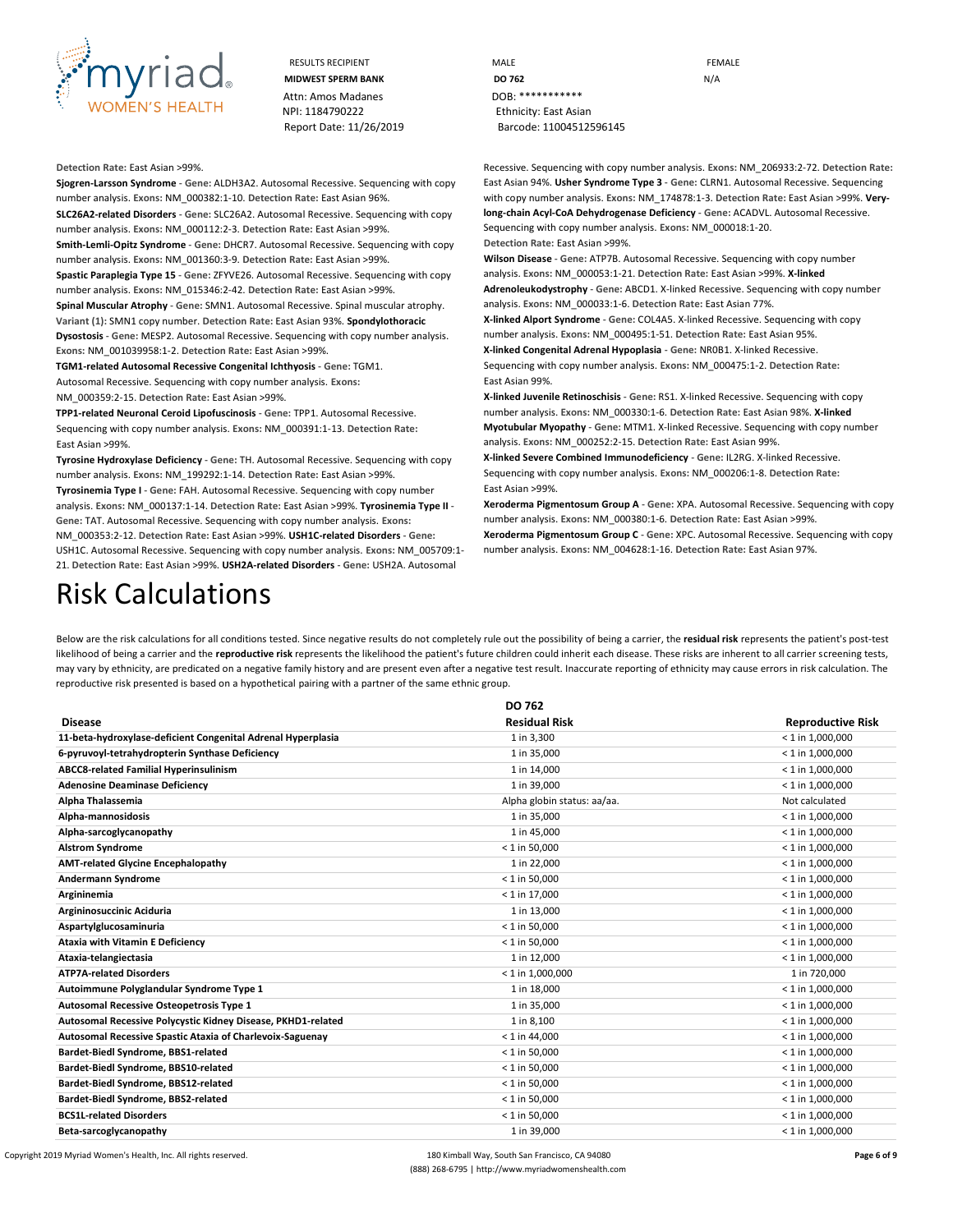RESULTS RECIPIENT
**MIDWEST SPERM BANK**
Attn: Amos Madanes
NPI: 1184790222
Report Date: 11/26/2019

MALE
**DO 762**
DOB: ***********
Ethnicity: East Asian
Barcode: 11004512596145

FEMALE
N/A

**Detection Rate:** East Asian >99%.

**Sjogren-Larsson Syndrome** - **Gene:** ALDH3A2. Autosomal Recessive. Sequencing with copy number analysis. **Exons:** NM_000382:1-10. **Detection Rate:** East Asian 96%.

**SLC26A2-related Disorders** - **Gene:** SLC26A2. Autosomal Recessive. Sequencing with copy number analysis. **Exons:** NM_000112:2-3. **Detection Rate:** East Asian >99%.

**Smith-Lemli-Opitz Syndrome** - **Gene:** DHCR7. Autosomal Recessive. Sequencing with copy number analysis. **Exons:** NM_001360:3-9. **Detection Rate:** East Asian >99%.

**Spastic Paraplegia Type 15** - **Gene:** ZFYVE26. Autosomal Recessive. Sequencing with copy number analysis. **Exons:** NM_015346:2-42. **Detection Rate:** East Asian >99%.

**Spinal Muscular Atrophy** - **Gene:** SMN1. Autosomal Recessive. Spinal muscular atrophy. **Variant (1):** SMN1 copy number. **Detection Rate:** East Asian 93%. **Spondylothoracic Dysostosis** - **Gene:** MESP2. Autosomal Recessive. Sequencing with copy number analysis. **Exons:** NM_001039958:1-2. **Detection Rate:** East Asian >99%.

**TGM1-related Autosomal Recessive Congenital Ichthyosis** - **Gene:** TGM1. Autosomal Recessive. Sequencing with copy number analysis. **Exons:** NM_000359:2-15. **Detection Rate:** East Asian >99%.

**TPP1-related Neuronal Ceroid Lipofuscinosis** - **Gene:** TPP1. Autosomal Recessive. Sequencing with copy number analysis. **Exons:** NM_000391:1-13. **Detection Rate:** East Asian >99%.

**Tyrosine Hydroxylase Deficiency** - **Gene:** TH. Autosomal Recessive. Sequencing with copy number analysis. **Exons:** NM_199292:1-14. **Detection Rate:** East Asian >99%.

**Tyrosinemia Type I** - **Gene:** FAH. Autosomal Recessive. Sequencing with copy number analysis. **Exons:** NM_000137:1-14. **Detection Rate:** East Asian >99%. **Tyrosinemia Type II** - **Gene:** TAT. Autosomal Recessive. Sequencing with copy number analysis. **Exons:** NM_000353:2-12. **Detection Rate:** East Asian >99%. **USH1C-related Disorders** - **Gene:** USH1C. Autosomal Recessive. Sequencing with copy number analysis. **Exons:** NM_005709:1-21. **Detection Rate:** East Asian >99%. **USH2A-related Disorders** - **Gene:** USH2A. Autosomal Recessive. Sequencing with copy number analysis. **Exons:** NM_206933:2-72. **Detection Rate:** East Asian 94%. **Usher Syndrome Type 3** - **Gene:** CLRN1. Autosomal Recessive. Sequencing with copy number analysis. **Exons:** NM_174878:1-3. **Detection Rate:** East Asian >99%. **Very-long-chain Acyl-CoA Dehydrogenase Deficiency** - **Gene:** ACADVL. Autosomal Recessive. Sequencing with copy number analysis. **Exons:** NM_000018:1-20. **Detection Rate:** East Asian >99%.

**Wilson Disease** - **Gene:** ATP7B. Autosomal Recessive. Sequencing with copy number analysis. **Exons:** NM_000053:1-21. **Detection Rate:** East Asian >99%. **X-linked Adrenoleukodystrophy** - **Gene:** ABCD1. X-linked Recessive. Sequencing with copy number analysis. **Exons:** NM_000033:1-6. **Detection Rate:** East Asian 77%.

**X-linked Alport Syndrome** - **Gene:** COL4A5. X-linked Recessive. Sequencing with copy number analysis. **Exons:** NM_000495:1-51. **Detection Rate:** East Asian 95%.

**X-linked Congenital Adrenal Hypoplasia** - **Gene:** NR0B1. X-linked Recessive. Sequencing with copy number analysis. **Exons:** NM_000475:1-2. **Detection Rate:** East Asian 99%.

**X-linked Juvenile Retinoschisis** - **Gene:** RS1. X-linked Recessive. Sequencing with copy number analysis. **Exons:** NM_000330:1-6. **Detection Rate:** East Asian 98%. **X-linked Myotubular Myopathy** - **Gene:** MTM1. X-linked Recessive. Sequencing with copy number analysis. **Exons:** NM_000252:2-15. **Detection Rate:** East Asian 99%.

**X-linked Severe Combined Immunodeficiency** - **Gene:** IL2RG. X-linked Recessive. Sequencing with copy number analysis. **Exons:** NM_000206:1-8. **Detection Rate:** East Asian >99%.

**Xeroderma Pigmentosum Group A** - **Gene:** XPA. Autosomal Recessive. Sequencing with copy number analysis. **Exons:** NM_000380:1-6. **Detection Rate:** East Asian >99%.

**Xeroderma Pigmentosum Group C** - **Gene:** XPC. Autosomal Recessive. Sequencing with copy number analysis. **Exons:** NM_004628:1-16. **Detection Rate:** East Asian 97%.

# Risk Calculations

Below are the risk calculations for all conditions tested. Since negative results do not completely rule out the possibility of being a carrier, the **residual risk** represents the patient's post-test likelihood of being a carrier and the **reproductive risk** represents the likelihood the patient's future children could inherit each disease. These risks are inherent to all carrier screening tests, may vary by ethnicity, are predicated on a negative family history and are present even after a negative test result. Inaccurate reporting of ethnicity may cause errors in risk calculation. The reproductive risk presented is based on a hypothetical pairing with a partner of the same ethnic group.

| Disease | DO 762 Residual Risk | Reproductive Risk |
|---|---|---|
| **11-beta-hydroxylase-deficient Congenital Adrenal Hyperplasia** | 1 in 3,300 | < 1 in 1,000,000 |
| **6-pyruvoyl-tetrahydropterin Synthase Deficiency** | 1 in 35,000 | < 1 in 1,000,000 |
| **ABCC8-related Familial Hyperinsulinism** | 1 in 14,000 | < 1 in 1,000,000 |
| **Adenosine Deaminase Deficiency** | 1 in 39,000 | < 1 in 1,000,000 |
| **Alpha Thalassemia** | Alpha globin status: aa/aa. | Not calculated |
| **Alpha-mannosidosis** | 1 in 35,000 | < 1 in 1,000,000 |
| **Alpha-sarcoglycanopathy** | 1 in 45,000 | < 1 in 1,000,000 |
| **Alstrom Syndrome** | < 1 in 50,000 | < 1 in 1,000,000 |
| **AMT-related Glycine Encephalopathy** | 1 in 22,000 | < 1 in 1,000,000 |
| **Andermann Syndrome** | < 1 in 50,000 | < 1 in 1,000,000 |
| **Argininemia** | < 1 in 17,000 | < 1 in 1,000,000 |
| **Argininosuccinic Aciduria** | 1 in 13,000 | < 1 in 1,000,000 |
| **Aspartylglucosaminuria** | < 1 in 50,000 | < 1 in 1,000,000 |
| **Ataxia with Vitamin E Deficiency** | < 1 in 50,000 | < 1 in 1,000,000 |
| **Ataxia-telangiectasia** | 1 in 12,000 | < 1 in 1,000,000 |
| **ATP7A-related Disorders** | < 1 in 1,000,000 | 1 in 720,000 |
| **Autoimmune Polyglandular Syndrome Type 1** | 1 in 18,000 | < 1 in 1,000,000 |
| **Autosomal Recessive Osteopetrosis Type 1** | 1 in 35,000 | < 1 in 1,000,000 |
| **Autosomal Recessive Polycystic Kidney Disease, PKHD1-related** | 1 in 8,100 | < 1 in 1,000,000 |
| **Autosomal Recessive Spastic Ataxia of Charlevoix-Saguenay** | < 1 in 44,000 | < 1 in 1,000,000 |
| **Bardet-Biedl Syndrome, BBS1-related** | < 1 in 50,000 | < 1 in 1,000,000 |
| **Bardet-Biedl Syndrome, BBS10-related** | < 1 in 50,000 | < 1 in 1,000,000 |
| **Bardet-Biedl Syndrome, BBS12-related** | < 1 in 50,000 | < 1 in 1,000,000 |
| **Bardet-Biedl Syndrome, BBS2-related** | < 1 in 50,000 | < 1 in 1,000,000 |
| **BCS1L-related Disorders** | < 1 in 50,000 | < 1 in 1,000,000 |
| **Beta-sarcoglycanopathy** | 1 in 39,000 | < 1 in 1,000,000 |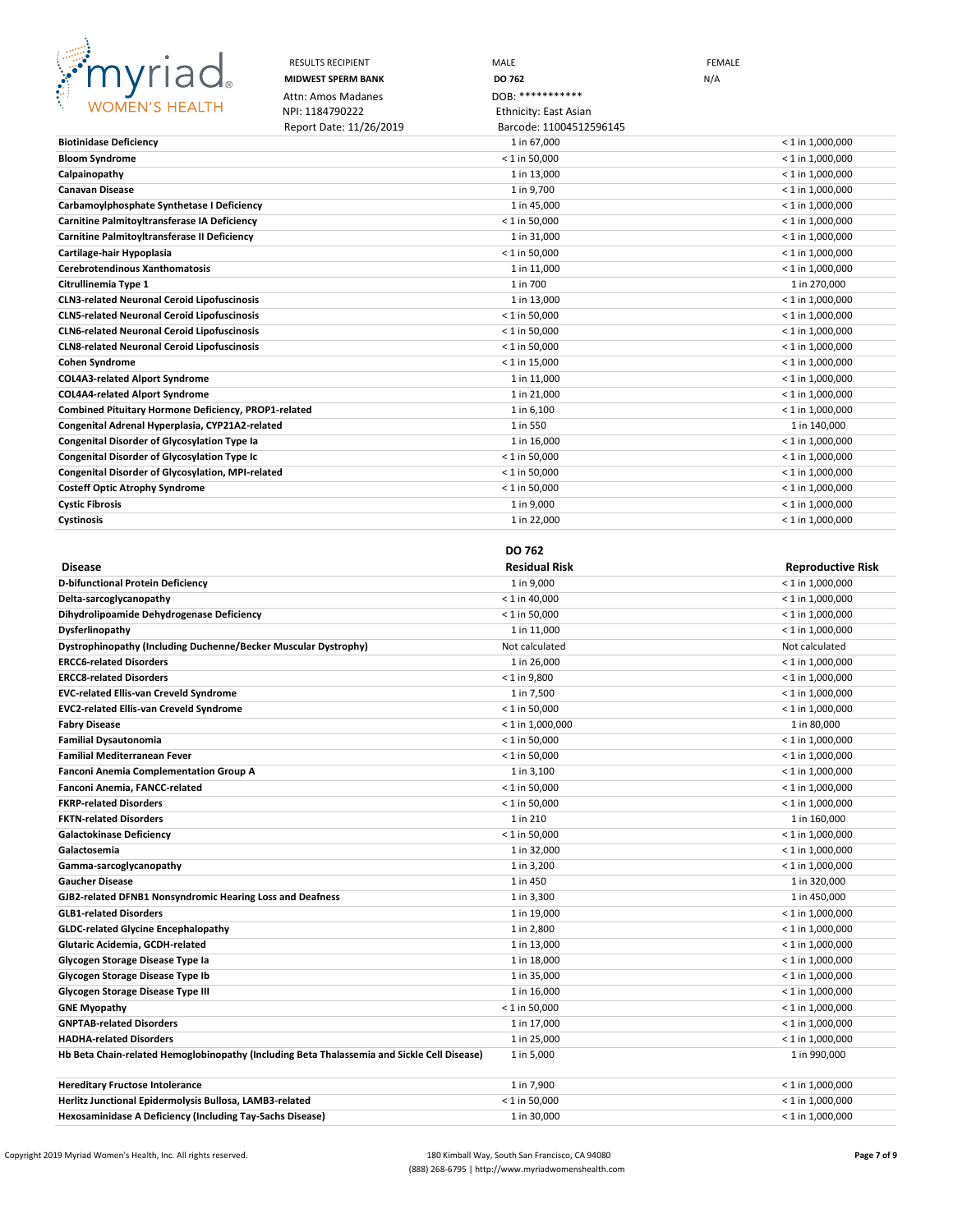| RESULTS RECIPIENT | MALE | FEMALE |
|---|---|---|
| **MIDWEST SPERM BANK** | **DO 762** | N/A |
| Attn: Amos Madanes | DOB: *********** | |
| NPI: 1184790222 | Ethnicity: East Asian | |
| Report Date: 11/26/2019 | Barcode: 11004512596145 | |

| Disease | Residual Risk | Reproductive Risk |
|---|---|---|
| **Biotinidase Deficiency** | 1 in 67,000 | < 1 in 1,000,000 |
| **Bloom Syndrome** | < 1 in 50,000 | < 1 in 1,000,000 |
| **Calpainopathy** | 1 in 13,000 | < 1 in 1,000,000 |
| **Canavan Disease** | 1 in 9,700 | < 1 in 1,000,000 |
| **Carbamoylphosphate Synthetase I Deficiency** | 1 in 45,000 | < 1 in 1,000,000 |
| **Carnitine Palmitoyltransferase IA Deficiency** | < 1 in 50,000 | < 1 in 1,000,000 |
| **Carnitine Palmitoyltransferase II Deficiency** | 1 in 31,000 | < 1 in 1,000,000 |
| **Cartilage-hair Hypoplasia** | < 1 in 50,000 | < 1 in 1,000,000 |
| **Cerebrotendinous Xanthomatosis** | 1 in 11,000 | < 1 in 1,000,000 |
| **Citrullinemia Type 1** | 1 in 700 | 1 in 270,000 |
| **CLN3-related Neuronal Ceroid Lipofuscinosis** | 1 in 13,000 | < 1 in 1,000,000 |
| **CLN5-related Neuronal Ceroid Lipofuscinosis** | < 1 in 50,000 | < 1 in 1,000,000 |
| **CLN6-related Neuronal Ceroid Lipofuscinosis** | < 1 in 50,000 | < 1 in 1,000,000 |
| **CLN8-related Neuronal Ceroid Lipofuscinosis** | < 1 in 50,000 | < 1 in 1,000,000 |
| **Cohen Syndrome** | < 1 in 15,000 | < 1 in 1,000,000 |
| **COL4A3-related Alport Syndrome** | 1 in 11,000 | < 1 in 1,000,000 |
| **COL4A4-related Alport Syndrome** | 1 in 21,000 | < 1 in 1,000,000 |
| **Combined Pituitary Hormone Deficiency, PROP1-related** | 1 in 6,100 | < 1 in 1,000,000 |
| **Congenital Adrenal Hyperplasia, CYP21A2-related** | 1 in 550 | 1 in 140,000 |
| **Congenital Disorder of Glycosylation Type Ia** | 1 in 16,000 | < 1 in 1,000,000 |
| **Congenital Disorder of Glycosylation Type Ic** | < 1 in 50,000 | < 1 in 1,000,000 |
| **Congenital Disorder of Glycosylation, MPI-related** | < 1 in 50,000 | < 1 in 1,000,000 |
| **Costeff Optic Atrophy Syndrome** | < 1 in 50,000 | < 1 in 1,000,000 |
| **Cystic Fibrosis** | 1 in 9,000 | < 1 in 1,000,000 |
| **Cystinosis** | 1 in 22,000 | < 1 in 1,000,000 |

| | DO 762 | |
|---|---|---|
| **Disease** | **Residual Risk** | **Reproductive Risk** |
| **D-bifunctional Protein Deficiency** | 1 in 9,000 | < 1 in 1,000,000 |
| **Delta-sarcoglycanopathy** | < 1 in 40,000 | < 1 in 1,000,000 |
| **Dihydrolipoamide Dehydrogenase Deficiency** | < 1 in 50,000 | < 1 in 1,000,000 |
| **Dysferlinopathy** | 1 in 11,000 | < 1 in 1,000,000 |
| **Dystrophinopathy (Including Duchenne/Becker Muscular Dystrophy)** | Not calculated | Not calculated |
| **ERCC6-related Disorders** | 1 in 26,000 | < 1 in 1,000,000 |
| **ERCC8-related Disorders** | < 1 in 9,800 | < 1 in 1,000,000 |
| **EVC-related Ellis-van Creveld Syndrome** | 1 in 7,500 | < 1 in 1,000,000 |
| **EVC2-related Ellis-van Creveld Syndrome** | < 1 in 50,000 | < 1 in 1,000,000 |
| **Fabry Disease** | < 1 in 1,000,000 | 1 in 80,000 |
| **Familial Dysautonomia** | < 1 in 50,000 | < 1 in 1,000,000 |
| **Familial Mediterranean Fever** | < 1 in 50,000 | < 1 in 1,000,000 |
| **Fanconi Anemia Complementation Group A** | 1 in 3,100 | < 1 in 1,000,000 |
| **Fanconi Anemia, FANCC-related** | < 1 in 50,000 | < 1 in 1,000,000 |
| **FKRP-related Disorders** | < 1 in 50,000 | < 1 in 1,000,000 |
| **FKTN-related Disorders** | 1 in 210 | 1 in 160,000 |
| **Galactokinase Deficiency** | < 1 in 50,000 | < 1 in 1,000,000 |
| **Galactosemia** | 1 in 32,000 | < 1 in 1,000,000 |
| **Gamma-sarcoglycanopathy** | 1 in 3,200 | < 1 in 1,000,000 |
| **Gaucher Disease** | 1 in 450 | 1 in 320,000 |
| **GJB2-related DFNB1 Nonsyndromic Hearing Loss and Deafness** | 1 in 3,300 | 1 in 450,000 |
| **GLB1-related Disorders** | 1 in 19,000 | < 1 in 1,000,000 |
| **GLDC-related Glycine Encephalopathy** | 1 in 2,800 | < 1 in 1,000,000 |
| **Glutaric Acidemia, GCDH-related** | 1 in 13,000 | < 1 in 1,000,000 |
| **Glycogen Storage Disease Type Ia** | 1 in 18,000 | < 1 in 1,000,000 |
| **Glycogen Storage Disease Type Ib** | 1 in 35,000 | < 1 in 1,000,000 |
| **Glycogen Storage Disease Type III** | 1 in 16,000 | < 1 in 1,000,000 |
| **GNE Myopathy** | < 1 in 50,000 | < 1 in 1,000,000 |
| **GNPTAB-related Disorders** | 1 in 17,000 | < 1 in 1,000,000 |
| **HADHA-related Disorders** | 1 in 25,000 | < 1 in 1,000,000 |
| **Hb Beta Chain-related Hemoglobinopathy (Including Beta Thalassemia and Sickle Cell Disease)** | 1 in 5,000 | 1 in 990,000 |
| **Hereditary Fructose Intolerance** | 1 in 7,900 | < 1 in 1,000,000 |
| **Herlitz Junctional Epidermolysis Bullosa, LAMB3-related** | < 1 in 50,000 | < 1 in 1,000,000 |
| **Hexosaminidase A Deficiency (Including Tay-Sachs Disease)** | 1 in 30,000 | < 1 in 1,000,000 |

Copyright 2019 Myriad Women's Health, Inc. All rights reserved.

180 Kimball Way, South San Francisco, CA 94080
(888) 268-6795 | http://www.myriadwomenshealth.com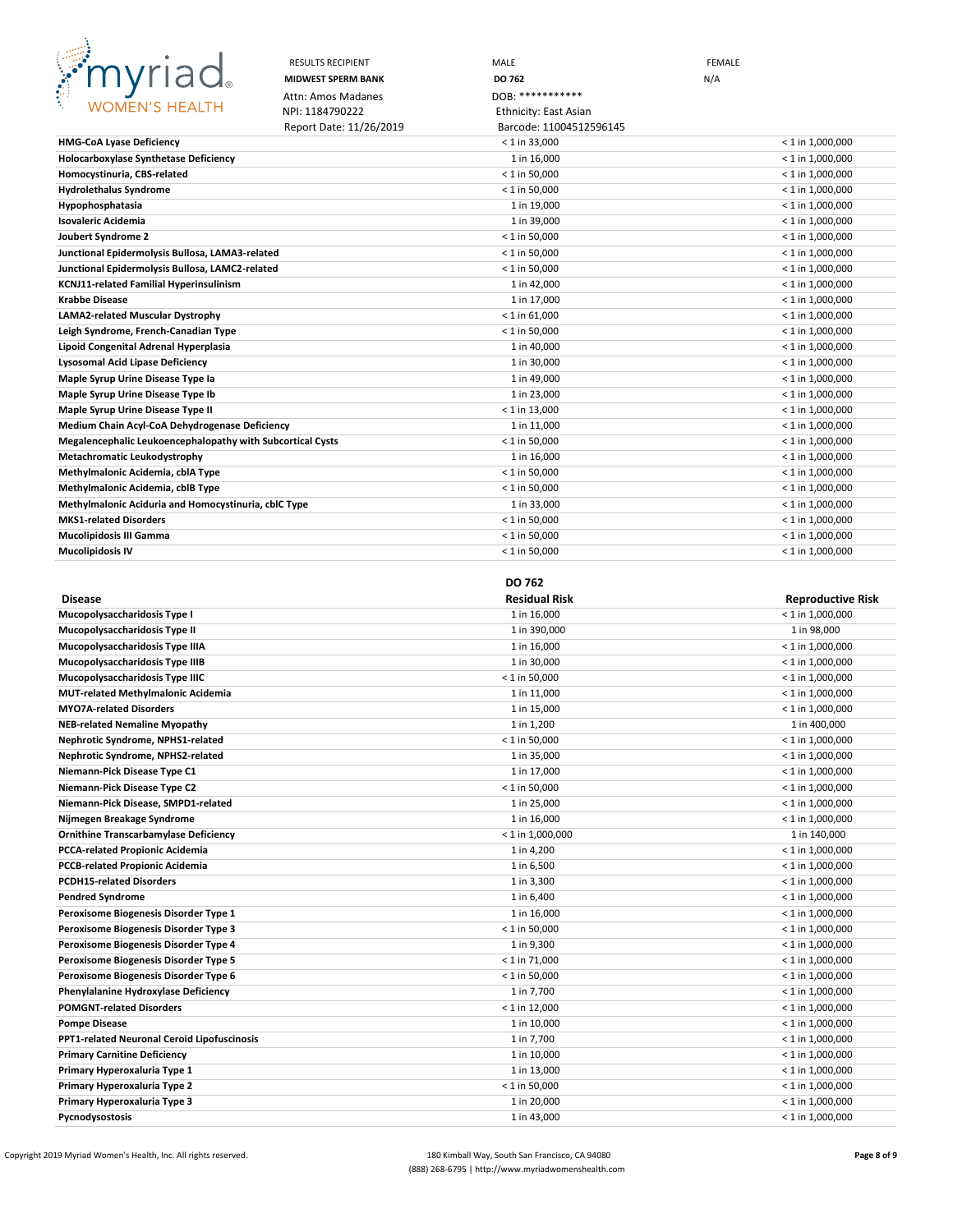| RESULTS RECIPIENT | MALE | FEMALE |
|---|---|---|
| **MIDWEST SPERM BANK** | **DO 762** | N/A |
| Attn: Amos Madanes | DOB: *********** | |
| NPI: 1184790222 | Ethnicity: East Asian | |
| Report Date: 11/26/2019 | Barcode: 11004512596145 | |

| Disease | Residual Risk | Reproductive Risk |
|---|---|---|
| **HMG-CoA Lyase Deficiency** | < 1 in 33,000 | < 1 in 1,000,000 |
| **Holocarboxylase Synthetase Deficiency** | 1 in 16,000 | < 1 in 1,000,000 |
| **Homocystinuria, CBS-related** | < 1 in 50,000 | < 1 in 1,000,000 |
| **Hydrolethalus Syndrome** | < 1 in 50,000 | < 1 in 1,000,000 |
| **Hypophosphatasia** | 1 in 19,000 | < 1 in 1,000,000 |
| **Isovaleric Acidemia** | 1 in 39,000 | < 1 in 1,000,000 |
| **Joubert Syndrome 2** | < 1 in 50,000 | < 1 in 1,000,000 |
| **Junctional Epidermolysis Bullosa, LAMA3-related** | < 1 in 50,000 | < 1 in 1,000,000 |
| **Junctional Epidermolysis Bullosa, LAMC2-related** | < 1 in 50,000 | < 1 in 1,000,000 |
| **KCNJ11-related Familial Hyperinsulinism** | 1 in 42,000 | < 1 in 1,000,000 |
| **Krabbe Disease** | 1 in 17,000 | < 1 in 1,000,000 |
| **LAMA2-related Muscular Dystrophy** | < 1 in 61,000 | < 1 in 1,000,000 |
| **Leigh Syndrome, French-Canadian Type** | < 1 in 50,000 | < 1 in 1,000,000 |
| **Lipoid Congenital Adrenal Hyperplasia** | 1 in 40,000 | < 1 in 1,000,000 |
| **Lysosomal Acid Lipase Deficiency** | 1 in 30,000 | < 1 in 1,000,000 |
| **Maple Syrup Urine Disease Type Ia** | 1 in 49,000 | < 1 in 1,000,000 |
| **Maple Syrup Urine Disease Type Ib** | 1 in 23,000 | < 1 in 1,000,000 |
| **Maple Syrup Urine Disease Type II** | < 1 in 13,000 | < 1 in 1,000,000 |
| **Medium Chain Acyl-CoA Dehydrogenase Deficiency** | 1 in 11,000 | < 1 in 1,000,000 |
| **Megalencephalic Leukoencephalopathy with Subcortical Cysts** | < 1 in 50,000 | < 1 in 1,000,000 |
| **Metachromatic Leukodystrophy** | 1 in 16,000 | < 1 in 1,000,000 |
| **Methylmalonic Acidemia, cblA Type** | < 1 in 50,000 | < 1 in 1,000,000 |
| **Methylmalonic Acidemia, cblB Type** | < 1 in 50,000 | < 1 in 1,000,000 |
| **Methylmalonic Aciduria and Homocystinuria, cblC Type** | 1 in 33,000 | < 1 in 1,000,000 |
| **MKS1-related Disorders** | < 1 in 50,000 | < 1 in 1,000,000 |
| **Mucolipidosis III Gamma** | < 1 in 50,000 | < 1 in 1,000,000 |
| **Mucolipidosis IV** | < 1 in 50,000 | < 1 in 1,000,000 |

| Disease | DO 762<br>Residual Risk | Reproductive Risk |
|---|---|---|
| **Mucopolysaccharidosis Type I** | 1 in 16,000 | < 1 in 1,000,000 |
| **Mucopolysaccharidosis Type II** | 1 in 390,000 | 1 in 98,000 |
| **Mucopolysaccharidosis Type IIIA** | 1 in 16,000 | < 1 in 1,000,000 |
| **Mucopolysaccharidosis Type IIIB** | 1 in 30,000 | < 1 in 1,000,000 |
| **Mucopolysaccharidosis Type IIIC** | < 1 in 50,000 | < 1 in 1,000,000 |
| **MUT-related Methylmalonic Acidemia** | 1 in 11,000 | < 1 in 1,000,000 |
| **MYO7A-related Disorders** | 1 in 15,000 | < 1 in 1,000,000 |
| **NEB-related Nemaline Myopathy** | 1 in 1,200 | 1 in 400,000 |
| **Nephrotic Syndrome, NPHS1-related** | < 1 in 50,000 | < 1 in 1,000,000 |
| **Nephrotic Syndrome, NPHS2-related** | 1 in 35,000 | < 1 in 1,000,000 |
| **Niemann-Pick Disease Type C1** | 1 in 17,000 | < 1 in 1,000,000 |
| **Niemann-Pick Disease Type C2** | < 1 in 50,000 | < 1 in 1,000,000 |
| **Niemann-Pick Disease, SMPD1-related** | 1 in 25,000 | < 1 in 1,000,000 |
| **Nijmegen Breakage Syndrome** | 1 in 16,000 | < 1 in 1,000,000 |
| **Ornithine Transcarbamylase Deficiency** | < 1 in 1,000,000 | 1 in 140,000 |
| **PCCA-related Propionic Acidemia** | 1 in 4,200 | < 1 in 1,000,000 |
| **PCCB-related Propionic Acidemia** | 1 in 6,500 | < 1 in 1,000,000 |
| **PCDH15-related Disorders** | 1 in 3,300 | < 1 in 1,000,000 |
| **Pendred Syndrome** | 1 in 6,400 | < 1 in 1,000,000 |
| **Peroxisome Biogenesis Disorder Type 1** | 1 in 16,000 | < 1 in 1,000,000 |
| **Peroxisome Biogenesis Disorder Type 3** | < 1 in 50,000 | < 1 in 1,000,000 |
| **Peroxisome Biogenesis Disorder Type 4** | 1 in 9,300 | < 1 in 1,000,000 |
| **Peroxisome Biogenesis Disorder Type 5** | < 1 in 71,000 | < 1 in 1,000,000 |
| **Peroxisome Biogenesis Disorder Type 6** | < 1 in 50,000 | < 1 in 1,000,000 |
| **Phenylalanine Hydroxylase Deficiency** | 1 in 7,700 | < 1 in 1,000,000 |
| **POMGNT-related Disorders** | < 1 in 12,000 | < 1 in 1,000,000 |
| **Pompe Disease** | 1 in 10,000 | < 1 in 1,000,000 |
| **PPT1-related Neuronal Ceroid Lipofuscinosis** | 1 in 7,700 | < 1 in 1,000,000 |
| **Primary Carnitine Deficiency** | 1 in 10,000 | < 1 in 1,000,000 |
| **Primary Hyperoxaluria Type 1** | 1 in 13,000 | < 1 in 1,000,000 |
| **Primary Hyperoxaluria Type 2** | < 1 in 50,000 | < 1 in 1,000,000 |
| **Primary Hyperoxaluria Type 3** | 1 in 20,000 | < 1 in 1,000,000 |
| **Pycnodysostosis** | 1 in 43,000 | < 1 in 1,000,000 |

Copyright 2019 Myriad Women's Health, Inc. All rights reserved.

180 Kimball Way, South San Francisco, CA 94080
(888) 268-6795 | http://www.myriadwomenshealth.com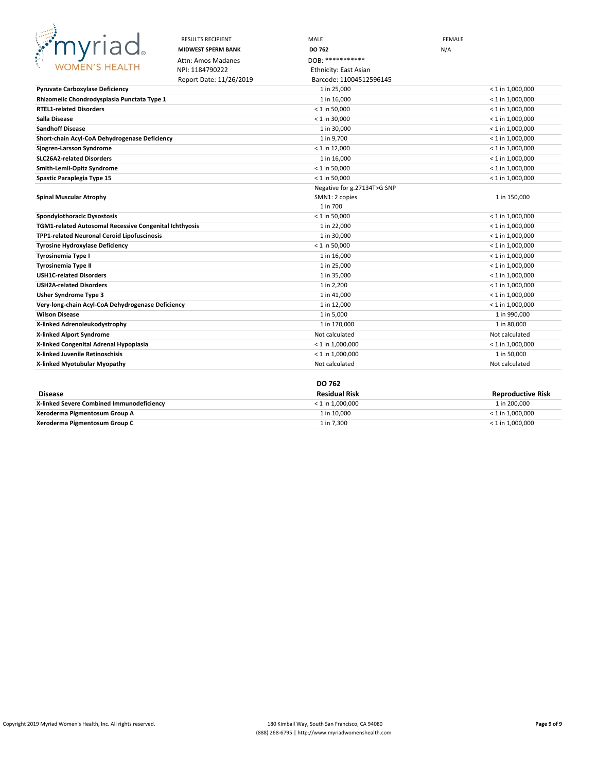| RESULTS RECIPIENT | MALE | FEMALE |
|---|---|---|
| **MIDWEST SPERM BANK** | **DO 762** | N/A |
| Attn: Amos Madanes | DOB: *********** | |
| NPI: 1184790222 | Ethnicity: East Asian | |
| Report Date: 11/26/2019 | Barcode: 11004512596145 | |

| | | |
|---|---|---|
| **Pyruvate Carboxylase Deficiency** | 1 in 25,000 | < 1 in 1,000,000 |
| **Rhizomelic Chondrodysplasia Punctata Type 1** | 1 in 16,000 | < 1 in 1,000,000 |
| **RTEL1-related Disorders** | < 1 in 50,000 | < 1 in 1,000,000 |
| **Salla Disease** | < 1 in 30,000 | < 1 in 1,000,000 |
| **Sandhoff Disease** | 1 in 30,000 | < 1 in 1,000,000 |
| **Short-chain Acyl-CoA Dehydrogenase Deficiency** | 1 in 9,700 | < 1 in 1,000,000 |
| **Sjogren-Larsson Syndrome** | < 1 in 12,000 | < 1 in 1,000,000 |
| **SLC26A2-related Disorders** | 1 in 16,000 | < 1 in 1,000,000 |
| **Smith-Lemli-Opitz Syndrome** | < 1 in 50,000 | < 1 in 1,000,000 |
| **Spastic Paraplegia Type 15** | < 1 in 50,000 | < 1 in 1,000,000 |
| **Spinal Muscular Atrophy** | Negative for g.27134T>G SNP<br>SMN1: 2 copies<br>1 in 700 | 1 in 150,000 |
| **Spondylothoracic Dysostosis** | < 1 in 50,000 | < 1 in 1,000,000 |
| **TGM1-related Autosomal Recessive Congenital Ichthyosis** | 1 in 22,000 | < 1 in 1,000,000 |
| **TPP1-related Neuronal Ceroid Lipofuscinosis** | 1 in 30,000 | < 1 in 1,000,000 |
| **Tyrosine Hydroxylase Deficiency** | < 1 in 50,000 | < 1 in 1,000,000 |
| **Tyrosinemia Type I** | 1 in 16,000 | < 1 in 1,000,000 |
| **Tyrosinemia Type II** | 1 in 25,000 | < 1 in 1,000,000 |
| **USH1C-related Disorders** | 1 in 35,000 | < 1 in 1,000,000 |
| **USH2A-related Disorders** | 1 in 2,200 | < 1 in 1,000,000 |
| **Usher Syndrome Type 3** | 1 in 41,000 | < 1 in 1,000,000 |
| **Very-long-chain Acyl-CoA Dehydrogenase Deficiency** | 1 in 12,000 | < 1 in 1,000,000 |
| **Wilson Disease** | 1 in 5,000 | 1 in 990,000 |
| **X-linked Adrenoleukodystrophy** | 1 in 170,000 | 1 in 80,000 |
| **X-linked Alport Syndrome** | Not calculated | Not calculated |
| **X-linked Congenital Adrenal Hypoplasia** | < 1 in 1,000,000 | < 1 in 1,000,000 |
| **X-linked Juvenile Retinoschisis** | < 1 in 1,000,000 | 1 in 50,000 |
| **X-linked Myotubular Myopathy** | Not calculated | Not calculated |

| | DO 762 | |
|---|---|---|
| **Disease** | **Residual Risk** | **Reproductive Risk** |
| **X-linked Severe Combined Immunodeficiency** | < 1 in 1,000,000 | 1 in 200,000 |
| **Xeroderma Pigmentosum Group A** | 1 in 10,000 | < 1 in 1,000,000 |
| **Xeroderma Pigmentosum Group C** | 1 in 7,300 | < 1 in 1,000,000 |

Copyright 2019 Myriad Women's Health, Inc. All rights reserved.

180 Kimball Way, South San Francisco, CA 94080
(888) 268-6795 | http://www.myriadwomenshealth.com